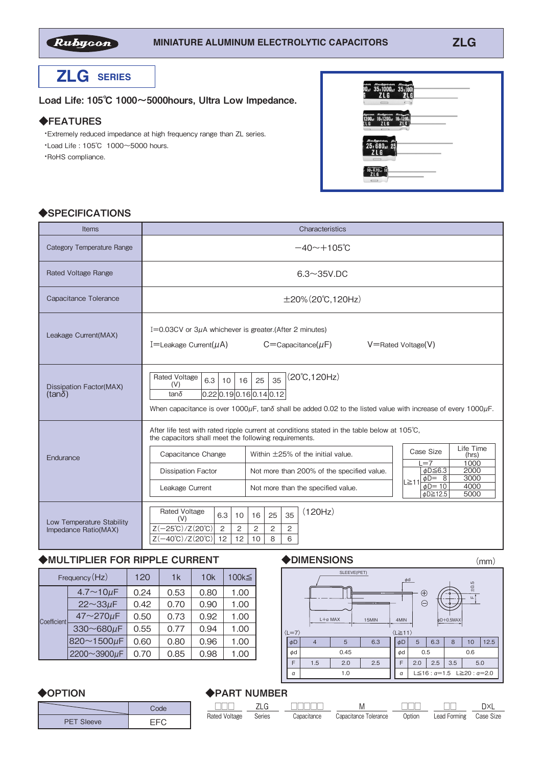Rubycon MINIATURE ALUMINUM ELECTROLYTIC CAPACITORS ZLG

# ZLG SERIES

**Load Life: 105℃ 1000〜5000hours, Ultra Low Impedance.**

## ◆FEATURES

- Extremely reduced impedance at high frequency range than ZL series.
- Load Life : 105℃ 1000〜5000 hours.
- RoHS compliance.

## ◆SPECIFICATIONS

| Items | Characteristics |
|---|---|
| Category Temperature Range | −40〜+105℃ |
| Rated Voltage Range | 6.3〜35V.DC |
| Capacitance Tolerance | ±20%(20℃,120Hz) |
| Leakage Current(MAX) | I=0.03CV or 3μA whichever is greater.(After 2 minutes)<br>I=Leakage Current(μA) C=Capacitance(μF) V=Rated Voltage(V) |
| Dissipation Factor(MAX) (tanδ) | see table below (20℃,120Hz)<br>When capacitance is over 1000μF, tanδ shall be added 0.02 to the listed value with increase of every 1000μF. |
| Endurance | After life test with rated ripple current at conditions stated in the table below at 105℃, the capacitors shall meet the following requirements. |
| Low Temperature Stability Impedance Ratio(MAX) | see table below (120Hz) |

**Dissipation Factor (20℃,120Hz)**

| Rated Voltage (V) | 6.3 | 10 | 16 | 25 | 35 |
|---|---|---|---|---|---|
| tanδ | 0.22 | 0.19 | 0.16 | 0.14 | 0.12 |

**Endurance**

| Item | Requirement |
|---|---|
| Capacitance Change | Within ±25% of the initial value. |
| Dissipation Factor | Not more than 200% of the specified value. |
| Leakage Current | Not more than the specified value. |

| Case Size | | Life Time (hrs) |
|---|---|---|
| L=7 | | 1000 |
| L≧11 | φD≦6.3 | 2000 |
| | φD= 8 | 3000 |
| | φD= 10 | 4000 |
| | φD≧12.5 | 5000 |

**Low Temperature Stability (120Hz)**

| Rated Voltage (V) | 6.3 | 10 | 16 | 25 | 35 |
|---|---|---|---|---|---|
| Z(−25℃)/Z(20℃) | 2 | 2 | 2 | 2 | 2 |
| Z(−40℃)/Z(20℃) | 12 | 12 | 10 | 8 | 6 |

## ◆MULTIPLIER FOR RIPPLE CURRENT

| Frequency(Hz) | | 120 | 1k | 10k | 100k≦ |
|---|---|---|---|---|---|
| Coefficient | 4.7〜10μF | 0.24 | 0.53 | 0.80 | 1.00 |
| | 22〜33μF | 0.42 | 0.70 | 0.90 | 1.00 |
| | 47〜270μF | 0.50 | 0.73 | 0.92 | 1.00 |
| | 330〜680μF | 0.55 | 0.77 | 0.94 | 1.00 |
| | 820〜1500μF | 0.60 | 0.80 | 0.96 | 1.00 |
| | 2200〜3900μF | 0.70 | 0.85 | 0.98 | 1.00 |

## ◆DIMENSIONS

(mm)

SLEEVE(PET), φd, L+α MAX, 15MIN, 4MIN, φD+0.5MAX, F±0.5

〈L=7〉

| φD | 4 | 5 | 6.3 |
|---|---|---|---|
| φd | 0.45 | | |
| F | 1.5 | 2.0 | 2.5 |
| α | 1.0 | | |

〈L≧11〉

| φD | 5 | 6.3 | 8 | 10 | 12.5 |
|---|---|---|---|---|---|
| φd | 0.5 | | 0.6 | | |
| F | 2.0 | 2.5 | 3.5 | 5.0 | |
| α | L≦16 : α=1.5 L≧20 : α=2.0 | | | | |

## ◆OPTION

| | Code |
|---|---|
| PET Sleeve | EFC |

## ◆PART NUMBER

| □□□ | ZLG | □□□□□ | M | □□□ | □□ | D×L |
|---|---|---|---|---|---|---|
| Rated Voltage | Series | Capacitance | Capacitance Tolerance | Option | Lead Forming | Case Size |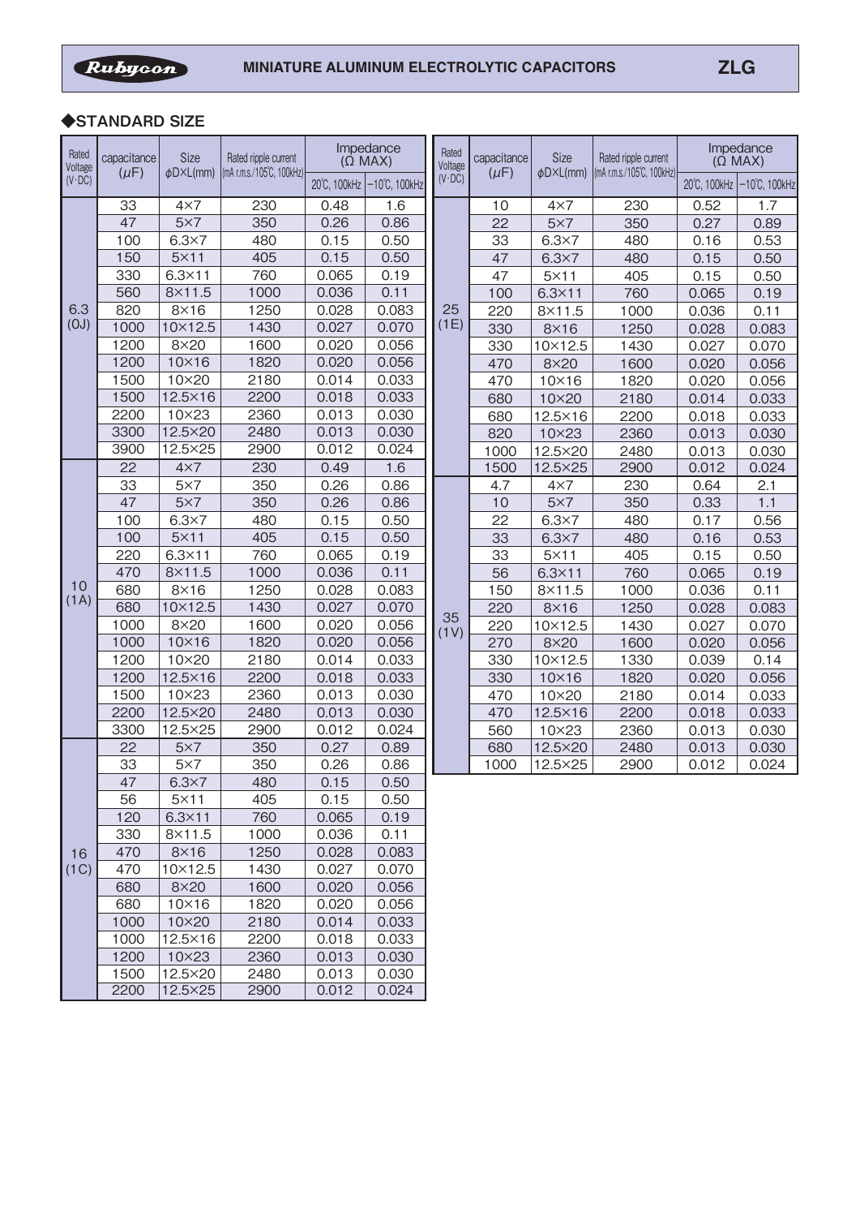## ◆STANDARD SIZE

| Rated Voltage (V·DC) | capacitance (μF) | Size ϕD×L(mm) | Rated ripple current (mA r.m.s./105℃, 100kHz) | Impedance (Ω MAX) | |
|---|---|---|---|---|---|
| | | | | 20℃, 100kHz | −10℃, 100kHz |
| 6.3 (0J) | 33 | 4×7 | 230 | 0.48 | 1.6 |
| | 47 | 5×7 | 350 | 0.26 | 0.86 |
| | 100 | 6.3×7 | 480 | 0.15 | 0.50 |
| | 150 | 5×11 | 405 | 0.15 | 0.50 |
| | 330 | 6.3×11 | 760 | 0.065 | 0.19 |
| | 560 | 8×11.5 | 1000 | 0.036 | 0.11 |
| | 820 | 8×16 | 1250 | 0.028 | 0.083 |
| | 1000 | 10×12.5 | 1430 | 0.027 | 0.070 |
| | 1200 | 8×20 | 1600 | 0.020 | 0.056 |
| | 1200 | 10×16 | 1820 | 0.020 | 0.056 |
| | 1500 | 10×20 | 2180 | 0.014 | 0.033 |
| | 1500 | 12.5×16 | 2200 | 0.018 | 0.033 |
| | 2200 | 10×23 | 2360 | 0.013 | 0.030 |
| | 3300 | 12.5×20 | 2480 | 0.013 | 0.030 |
| | 3900 | 12.5×25 | 2900 | 0.012 | 0.024 |
| 10 (1A) | 22 | 4×7 | 230 | 0.49 | 1.6 |
| | 33 | 5×7 | 350 | 0.26 | 0.86 |
| | 47 | 5×7 | 350 | 0.26 | 0.86 |
| | 100 | 6.3×7 | 480 | 0.15 | 0.50 |
| | 100 | 5×11 | 405 | 0.15 | 0.50 |
| | 220 | 6.3×11 | 760 | 0.065 | 0.19 |
| | 470 | 8×11.5 | 1000 | 0.036 | 0.11 |
| | 680 | 8×16 | 1250 | 0.028 | 0.083 |
| | 680 | 10×12.5 | 1430 | 0.027 | 0.070 |
| | 1000 | 8×20 | 1600 | 0.020 | 0.056 |
| | 1000 | 10×16 | 1820 | 0.020 | 0.056 |
| | 1200 | 10×20 | 2180 | 0.014 | 0.033 |
| | 1200 | 12.5×16 | 2200 | 0.018 | 0.033 |
| | 1500 | 10×23 | 2360 | 0.013 | 0.030 |
| | 2200 | 12.5×20 | 2480 | 0.013 | 0.030 |
| | 3300 | 12.5×25 | 2900 | 0.012 | 0.024 |
| 16 (1C) | 22 | 5×7 | 350 | 0.27 | 0.89 |
| | 33 | 5×7 | 350 | 0.26 | 0.86 |
| | 47 | 6.3×7 | 480 | 0.15 | 0.50 |
| | 56 | 5×11 | 405 | 0.15 | 0.50 |
| | 120 | 6.3×11 | 760 | 0.065 | 0.19 |
| | 330 | 8×11.5 | 1000 | 0.036 | 0.11 |
| | 470 | 8×16 | 1250 | 0.028 | 0.083 |
| | 470 | 10×12.5 | 1430 | 0.027 | 0.070 |
| | 680 | 8×20 | 1600 | 0.020 | 0.056 |
| | 680 | 10×16 | 1820 | 0.020 | 0.056 |
| | 1000 | 10×20 | 2180 | 0.014 | 0.033 |
| | 1000 | 12.5×16 | 2200 | 0.018 | 0.033 |
| | 1200 | 10×23 | 2360 | 0.013 | 0.030 |
| | 1500 | 12.5×20 | 2480 | 0.013 | 0.030 |
| | 2200 | 12.5×25 | 2900 | 0.012 | 0.024 |
| 25 (1E) | 10 | 4×7 | 230 | 0.52 | 1.7 |
| | 22 | 5×7 | 350 | 0.27 | 0.89 |
| | 33 | 6.3×7 | 480 | 0.16 | 0.53 |
| | 47 | 6.3×7 | 480 | 0.15 | 0.50 |
| | 47 | 5×11 | 405 | 0.15 | 0.50 |
| | 100 | 6.3×11 | 760 | 0.065 | 0.19 |
| | 220 | 8×11.5 | 1000 | 0.036 | 0.11 |
| | 330 | 8×16 | 1250 | 0.028 | 0.083 |
| | 330 | 10×12.5 | 1430 | 0.027 | 0.070 |
| | 470 | 8×20 | 1600 | 0.020 | 0.056 |
| | 470 | 10×16 | 1820 | 0.020 | 0.056 |
| | 680 | 10×20 | 2180 | 0.014 | 0.033 |
| | 680 | 12.5×16 | 2200 | 0.018 | 0.033 |
| | 820 | 10×23 | 2360 | 0.013 | 0.030 |
| | 1000 | 12.5×20 | 2480 | 0.013 | 0.030 |
| | 1500 | 12.5×25 | 2900 | 0.012 | 0.024 |
| 35 (1V) | 4.7 | 4×7 | 230 | 0.64 | 2.1 |
| | 10 | 5×7 | 350 | 0.33 | 1.1 |
| | 22 | 6.3×7 | 480 | 0.17 | 0.56 |
| | 33 | 6.3×7 | 480 | 0.16 | 0.53 |
| | 33 | 5×11 | 405 | 0.15 | 0.50 |
| | 56 | 6.3×11 | 760 | 0.065 | 0.19 |
| | 150 | 8×11.5 | 1000 | 0.036 | 0.11 |
| | 220 | 8×16 | 1250 | 0.028 | 0.083 |
| | 220 | 10×12.5 | 1430 | 0.027 | 0.070 |
| | 270 | 8×20 | 1600 | 0.020 | 0.056 |
| | 330 | 10×12.5 | 1330 | 0.039 | 0.14 |
| | 330 | 10×16 | 1820 | 0.020 | 0.056 |
| | 470 | 10×20 | 2180 | 0.014 | 0.033 |
| | 470 | 12.5×16 | 2200 | 0.018 | 0.033 |
| | 560 | 10×23 | 2360 | 0.013 | 0.030 |
| | 680 | 12.5×20 | 2480 | 0.013 | 0.030 |
| | 1000 | 12.5×25 | 2900 | 0.012 | 0.024 |